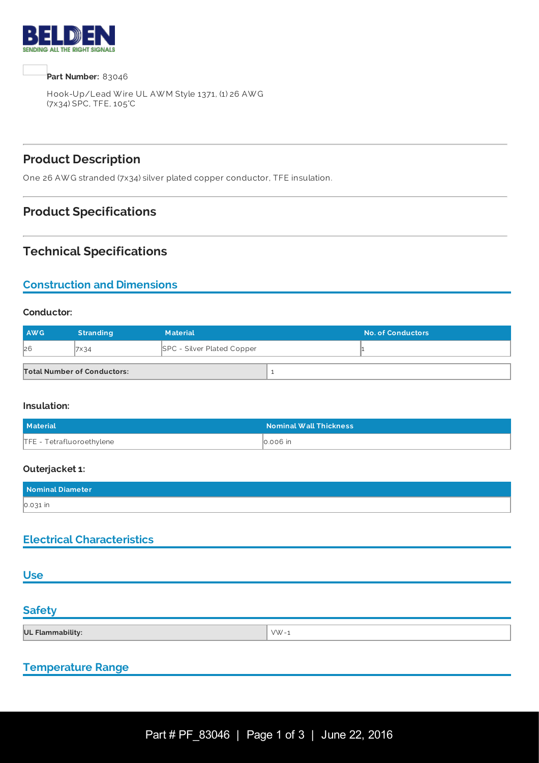**Part Number:** 83046

Hook-Up/Lead Wire UL AWM Style 1371, (1) 26 AWG (7x34) SPC, TFE, 105°C

## Product Description

One 26 AWG stranded (7x34) silver plated copper conductor, TFE insulation.

## Product Specifications

## Technical Specifications

### Construction and Dimensions

**Conductor:**

| AWG | Stranding | Material | No. of Conductors |
|---|---|---|---|
| 26 | 7x34 | SPC - Silver Plated Copper | 1 |

| Total Number of Conductors: | 1 |
|---|---|

**Insulation:**

| Material | Nominal Wall Thickness |
|---|---|
| TFE - Tetrafluoroethylene | 0.006 in |

**Outerjacket 1:**

| Nominal Diameter |
|---|
| 0.031 in |

### Electrical Characteristics

### Use

### Safety

| UL Flammability: | VW-1 |
|---|---|

### Temperature Range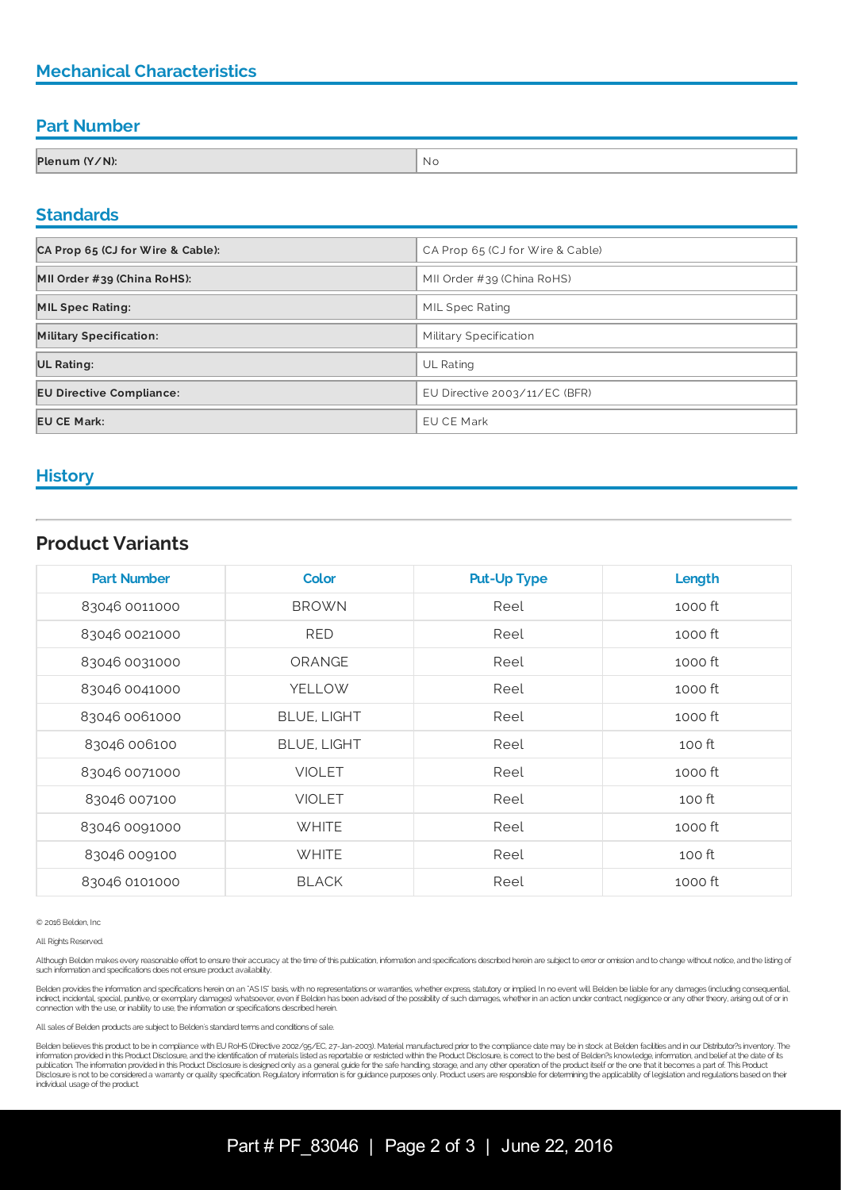## Mechanical Characteristics

## Part Number

| Plenum (Y/N): | No |
|---|---|

## Standards

| CA Prop 65 (CJ for Wire & Cable): | CA Prop 65 (CJ for Wire & Cable) |
|---|---|
| MII Order #39 (China RoHS): | MII Order #39 (China RoHS) |
| MIL Spec Rating: | MIL Spec Rating |
| Military Specification: | Military Specification |
| UL Rating: | UL Rating |
| EU Directive Compliance: | EU Directive 2003/11/EC (BFR) |
| EU CE Mark: | EU CE Mark |

## History

## Product Variants

| Part Number | Color | Put-Up Type | Length |
|---|---|---|---|
| 83046 0011000 | BROWN | Reel | 1000 ft |
| 83046 0021000 | RED | Reel | 1000 ft |
| 83046 0031000 | ORANGE | Reel | 1000 ft |
| 83046 0041000 | YELLOW | Reel | 1000 ft |
| 83046 0061000 | BLUE, LIGHT | Reel | 1000 ft |
| 83046 006100 | BLUE, LIGHT | Reel | 100 ft |
| 83046 0071000 | VIOLET | Reel | 1000 ft |
| 83046 007100 | VIOLET | Reel | 100 ft |
| 83046 0091000 | WHITE | Reel | 1000 ft |
| 83046 009100 | WHITE | Reel | 100 ft |
| 83046 0101000 | BLACK | Reel | 1000 ft |

© 2016 Belden, Inc

All Rights Reserved.

Although Belden makes every reasonable effort to ensure their accuracy at the time of this publication, information and specifications described herein are subject to error or omission and to change without notice, and the listing of such information and specifications does not ensure product availability.

Belden provides the information and specifications herein on an "AS IS" basis, with no representations or warranties, whether express, statutory or implied. In no event will Belden be liable for any damages (including consequential, indirect, incidental, special, punitive, or exemplary damages) whatsoever, even if Belden has been advised of the possibility of such damages, whether in an action under contract, negligence or any other theory, arising out of or in connection with the use, or inability to use, the information or specifications described herein.

All sales of Belden products are subject to Belden's standard terms and conditions of sale.

Belden believes this product to be in compliance with EU RoHS (Directive 2002/95/EC, 27-Jan-2003). Material manufactured prior to the compliance date may be in stock at Belden facilities and in our Distributor?s inventory. The information provided in this Product Disclosure, and the identification of materials listed as reportable or restricted within the Product Disclosure, is correct to the best of Belden?s knowledge, information, and belief at the date of its publication. The information provided in this Product Disclosure is designed only as a general guide for the safe handling, storage, and any other operation of the product itself or the one that it becomes a part of. This Product Disclosure is not to be considered a warranty or quality specification. Regulatory information is for guidance purposes only. Product users are responsible for determining the applicability of legislation and regulations based on their individual usage of the product.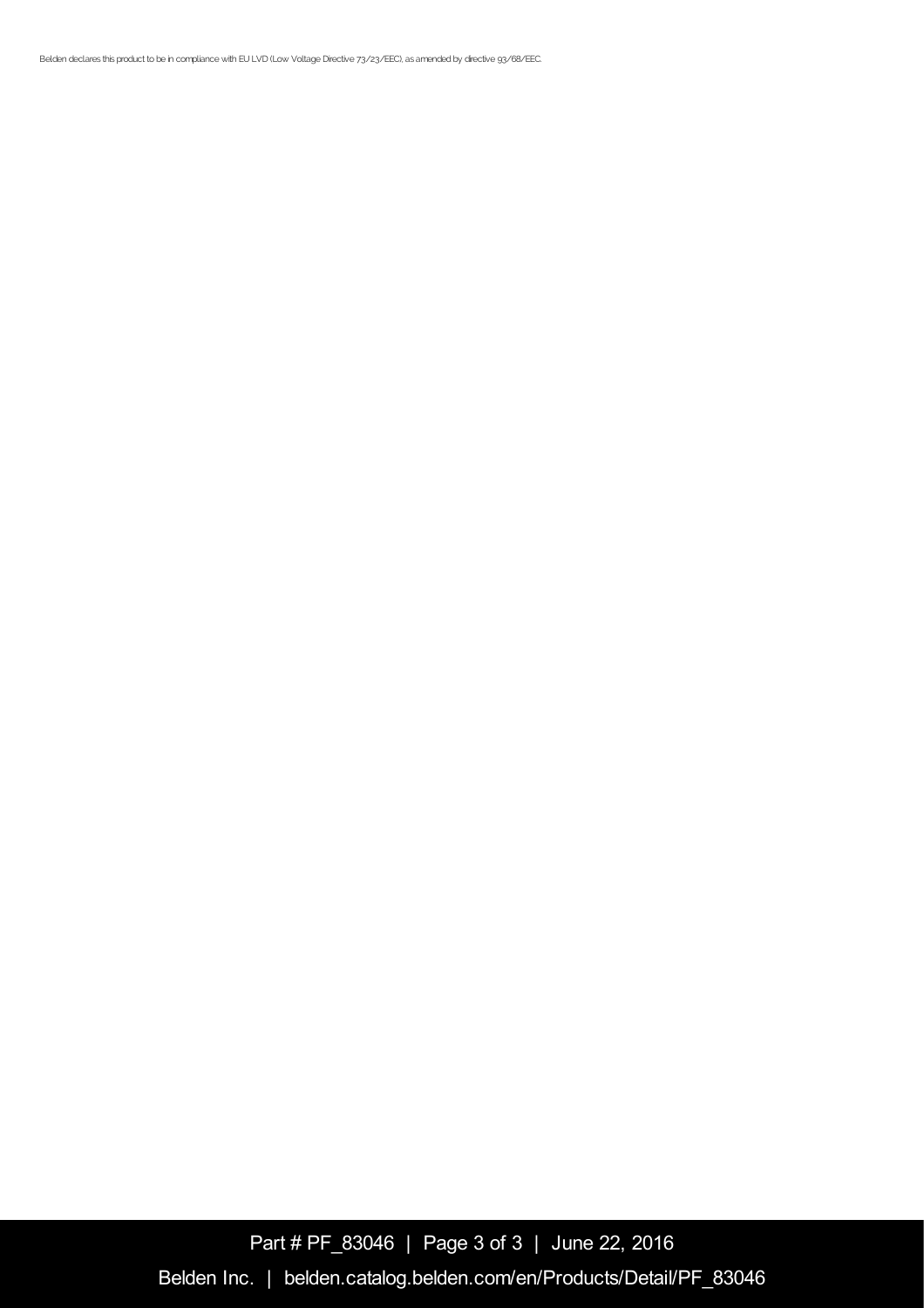Belden declares this product to be in compliance with EU LVD (Low Voltage Directive 73/23/EEC), as amended by directive 93/68/EEC.